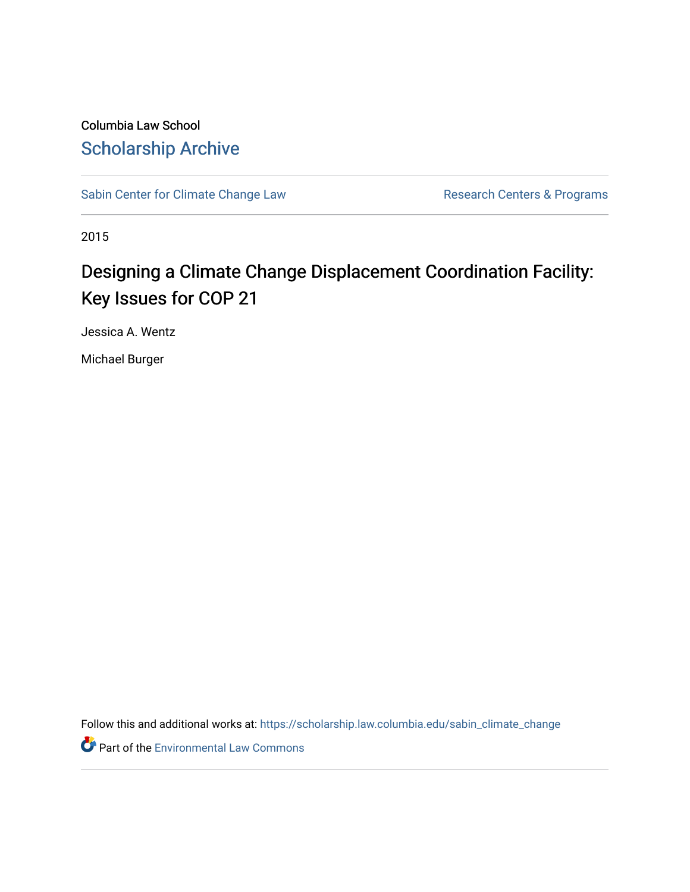Columbia Law School

Scholarship Archive

Sabin Center for Climate Change Law | Research Centers & Programs

2015

# Designing a Climate Change Displacement Coordination Facility: Key Issues for COP 21

Jessica A. Wentz

Michael Burger

Follow this and additional works at: https://scholarship.law.columbia.edu/sabin_climate_change

Part of the Environmental Law Commons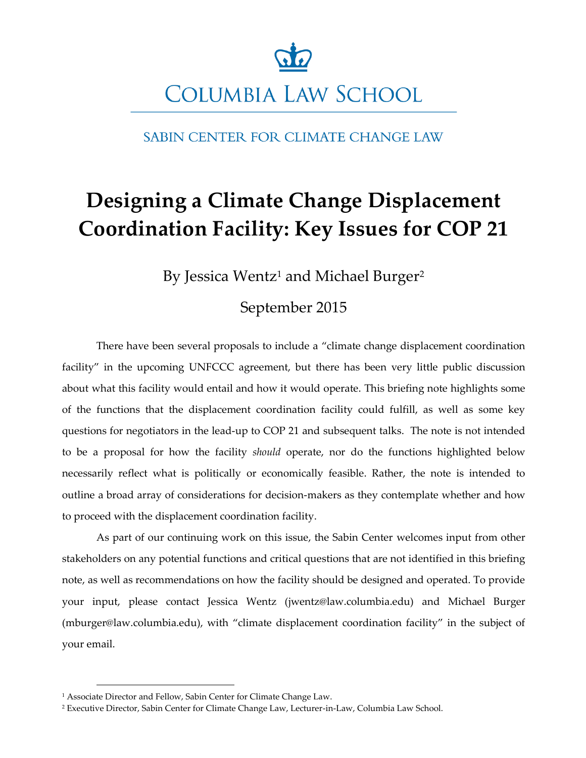COLUMBIA LAW SCHOOL

SABIN CENTER FOR CLIMATE CHANGE LAW

# Designing a Climate Change Displacement Coordination Facility: Key Issues for COP 21

By Jessica Wentz[1] and Michael Burger[2]

September 2015

There have been several proposals to include a "climate change displacement coordination facility" in the upcoming UNFCCC agreement, but there has been very little public discussion about what this facility would entail and how it would operate. This briefing note highlights some of the functions that the displacement coordination facility could fulfill, as well as some key questions for negotiators in the lead-up to COP 21 and subsequent talks. The note is not intended to be a proposal for how the facility *should* operate, nor do the functions highlighted below necessarily reflect what is politically or economically feasible. Rather, the note is intended to outline a broad array of considerations for decision-makers as they contemplate whether and how to proceed with the displacement coordination facility.

As part of our continuing work on this issue, the Sabin Center welcomes input from other stakeholders on any potential functions and critical questions that are not identified in this briefing note, as well as recommendations on how the facility should be designed and operated. To provide your input, please contact Jessica Wentz (jwentz@law.columbia.edu) and Michael Burger (mburger@law.columbia.edu), with "climate displacement coordination facility" in the subject of your email.

---

[1] Associate Director and Fellow, Sabin Center for Climate Change Law.

[2] Executive Director, Sabin Center for Climate Change Law, Lecturer-in-Law, Columbia Law School.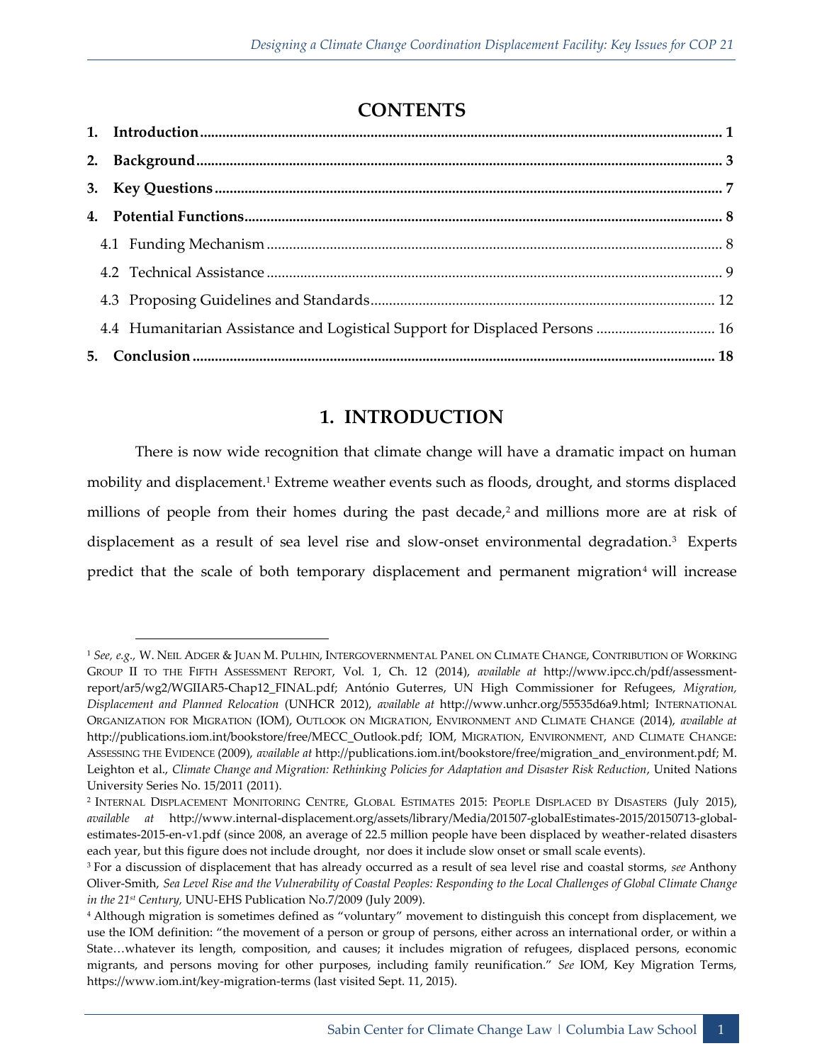# CONTENTS

1. **Introduction** ........................................................................ 1
2. **Background** ........................................................................ 3
3. **Key Questions** ........................................................................ 7
4. **Potential Functions** ........................................................................ 8
   - 4.1 Funding Mechanism ........................................................................ 8
   - 4.2 Technical Assistance ........................................................................ 9
   - 4.3 Proposing Guidelines and Standards ........................................................................ 12
   - 4.4 Humanitarian Assistance and Logistical Support for Displaced Persons ........................................................................ 16
5. **Conclusion** ........................................................................ 18

# 1. INTRODUCTION

There is now wide recognition that climate change will have a dramatic impact on human mobility and displacement.[1] Extreme weather events such as floods, drought, and storms displaced millions of people from their homes during the past decade,[2] and millions more are at risk of displacement as a result of sea level rise and slow-onset environmental degradation.[3] Experts predict that the scale of both temporary displacement and permanent migration[4] will increase

---

[1] *See, e.g.,* W. Neil Adger & Juan M. Pulhin, Intergovernmental Panel on Climate Change, Contribution of Working Group II to the Fifth Assessment Report, Vol. 1, Ch. 12 (2014), *available at* http://www.ipcc.ch/pdf/assessment-report/ar5/wg2/WGIIAR5-Chap12_FINAL.pdf; António Guterres, UN High Commissioner for Refugees, *Migration, Displacement and Planned Relocation* (UNHCR 2012), *available at* http://www.unhcr.org/55535d6a9.html; International Organization for Migration (IOM), Outlook on Migration, Environment and Climate Change (2014), *available at* http://publications.iom.int/bookstore/free/MECC_Outlook.pdf; IOM, Migration, Environment, and Climate Change: Assessing the Evidence (2009), *available at* http://publications.iom.int/bookstore/free/migration_and_environment.pdf; M. Leighton et al., *Climate Change and Migration: Rethinking Policies for Adaptation and Disaster Risk Reduction*, United Nations University Series No. 15/2011 (2011).

[2] Internal Displacement Monitoring Centre, Global Estimates 2015: People Displaced by Disasters (July 2015), *available at* http://www.internal-displacement.org/assets/library/Media/201507-globalEstimates-2015/20150713-global-estimates-2015-en-v1.pdf (since 2008, an average of 22.5 million people have been displaced by weather-related disasters each year, but this figure does not include drought, nor does it include slow onset or small scale events).

[3] For a discussion of displacement that has already occurred as a result of sea level rise and coastal storms, *see* Anthony Oliver-Smith, *Sea Level Rise and the Vulnerability of Coastal Peoples: Responding to the Local Challenges of Global Climate Change in the 21st Century*, UNU-EHS Publication No.7/2009 (July 2009).

[4] Although migration is sometimes defined as "voluntary" movement to distinguish this concept from displacement, we use the IOM definition: "the movement of a person or group of persons, either across an international order, or within a State…whatever its length, composition, and causes; it includes migration of refugees, displaced persons, economic migrants, and persons moving for other purposes, including family reunification." *See* IOM, Key Migration Terms, https://www.iom.int/key-migration-terms (last visited Sept. 11, 2015).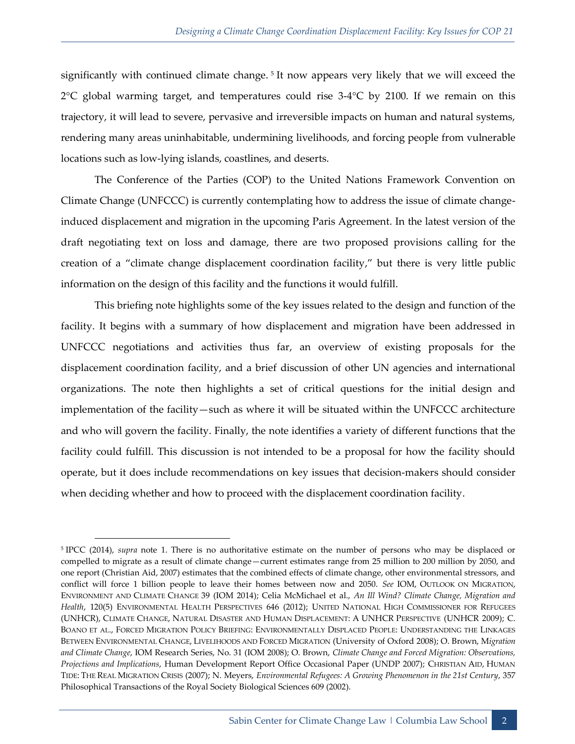significantly with continued climate change. [5] It now appears very likely that we will exceed the 2°C global warming target, and temperatures could rise 3-4°C by 2100. If we remain on this trajectory, it will lead to severe, pervasive and irreversible impacts on human and natural systems, rendering many areas uninhabitable, undermining livelihoods, and forcing people from vulnerable locations such as low-lying islands, coastlines, and deserts.

The Conference of the Parties (COP) to the United Nations Framework Convention on Climate Change (UNFCCC) is currently contemplating how to address the issue of climate change-induced displacement and migration in the upcoming Paris Agreement. In the latest version of the draft negotiating text on loss and damage, there are two proposed provisions calling for the creation of a "climate change displacement coordination facility," but there is very little public information on the design of this facility and the functions it would fulfill.

This briefing note highlights some of the key issues related to the design and function of the facility. It begins with a summary of how displacement and migration have been addressed in UNFCCC negotiations and activities thus far, an overview of existing proposals for the displacement coordination facility, and a brief discussion of other UN agencies and international organizations. The note then highlights a set of critical questions for the initial design and implementation of the facility—such as where it will be situated within the UNFCCC architecture and who will govern the facility. Finally, the note identifies a variety of different functions that the facility could fulfill. This discussion is not intended to be a proposal for how the facility should operate, but it does include recommendations on key issues that decision-makers should consider when deciding whether and how to proceed with the displacement coordination facility.

---

[5] IPCC (2014), *supra* note 1. There is no authoritative estimate on the number of persons who may be displaced or compelled to migrate as a result of climate change—current estimates range from 25 million to 200 million by 2050, and one report (Christian Aid, 2007) estimates that the combined effects of climate change, other environmental stressors, and conflict will force 1 billion people to leave their homes between now and 2050. *See* IOM, OUTLOOK ON MIGRATION, ENVIRONMENT AND CLIMATE CHANGE 39 (IOM 2014); Celia McMichael et al., *An Ill Wind? Climate Change, Migration and Health*, 120(5) ENVIRONMENTAL HEALTH PERSPECTIVES 646 (2012); UNITED NATIONAL HIGH COMMISSIONER FOR REFUGEES (UNHCR), CLIMATE CHANGE, NATURAL DISASTER AND HUMAN DISPLACEMENT: A UNHCR PERSPECTIVE (UNHCR 2009); C. BOANO ET AL., FORCED MIGRATION POLICY BRIEFING: ENVIRONMENTALLY DISPLACED PEOPLE: UNDERSTANDING THE LINKAGES BETWEEN ENVIRONMENTAL CHANGE, LIVELIHOODS AND FORCED MIGRATION (University of Oxford 2008); O. Brown, M*igration and Climate Change*, IOM Research Series, No. 31 (IOM 2008); O. Brown, *Climate Change and Forced Migration: Observations, Projections and Implications*, Human Development Report Office Occasional Paper (UNDP 2007); CHRISTIAN AID, HUMAN TIDE: THE REAL MIGRATION CRISIS (2007); N. Meyers, *Environmental Refugees: A Growing Phenomenon in the 21st Century*, 357 Philosophical Transactions of the Royal Society Biological Sciences 609 (2002).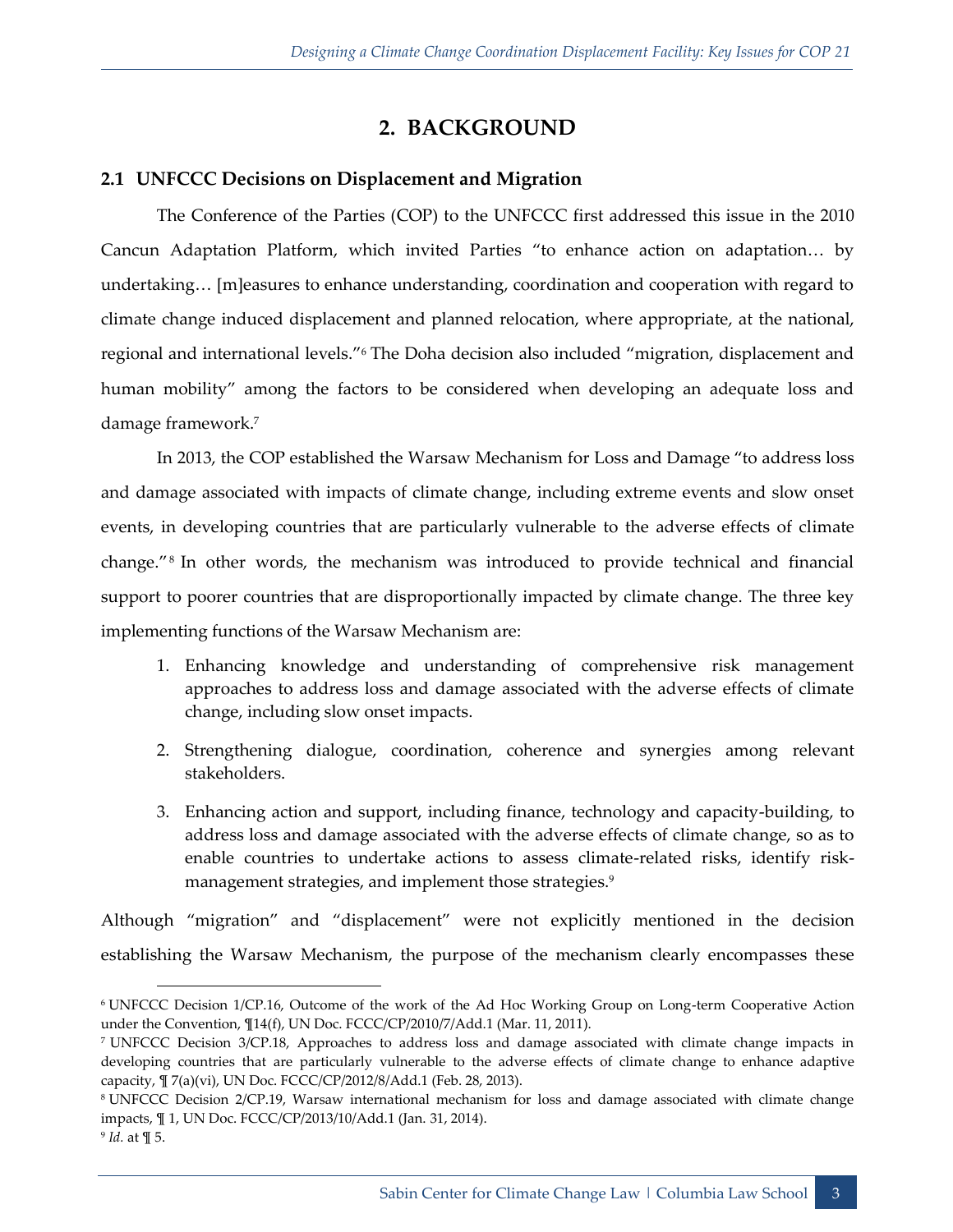# 2. BACKGROUND

## 2.1 UNFCCC Decisions on Displacement and Migration

The Conference of the Parties (COP) to the UNFCCC first addressed this issue in the 2010 Cancun Adaptation Platform, which invited Parties "to enhance action on adaptation… by undertaking… [m]easures to enhance understanding, coordination and cooperation with regard to climate change induced displacement and planned relocation, where appropriate, at the national, regional and international levels."[6] The Doha decision also included "migration, displacement and human mobility" among the factors to be considered when developing an adequate loss and damage framework.[7]

In 2013, the COP established the Warsaw Mechanism for Loss and Damage "to address loss and damage associated with impacts of climate change, including extreme events and slow onset events, in developing countries that are particularly vulnerable to the adverse effects of climate change."[8] In other words, the mechanism was introduced to provide technical and financial support to poorer countries that are disproportionally impacted by climate change. The three key implementing functions of the Warsaw Mechanism are:

1. Enhancing knowledge and understanding of comprehensive risk management approaches to address loss and damage associated with the adverse effects of climate change, including slow onset impacts.
2. Strengthening dialogue, coordination, coherence and synergies among relevant stakeholders.
3. Enhancing action and support, including finance, technology and capacity-building, to address loss and damage associated with the adverse effects of climate change, so as to enable countries to undertake actions to assess climate-related risks, identify risk-management strategies, and implement those strategies.[9]

Although "migration" and "displacement" were not explicitly mentioned in the decision establishing the Warsaw Mechanism, the purpose of the mechanism clearly encompasses these

---

[6] UNFCCC Decision 1/CP.16, Outcome of the work of the Ad Hoc Working Group on Long-term Cooperative Action under the Convention, ¶14(f), UN Doc. FCCC/CP/2010/7/Add.1 (Mar. 11, 2011).

[7] UNFCCC Decision 3/CP.18, Approaches to address loss and damage associated with climate change impacts in developing countries that are particularly vulnerable to the adverse effects of climate change to enhance adaptive capacity, ¶ 7(a)(vi), UN Doc. FCCC/CP/2012/8/Add.1 (Feb. 28, 2013).

[8] UNFCCC Decision 2/CP.19, Warsaw international mechanism for loss and damage associated with climate change impacts, ¶ 1, UN Doc. FCCC/CP/2013/10/Add.1 (Jan. 31, 2014).

[9] *Id.* at ¶ 5.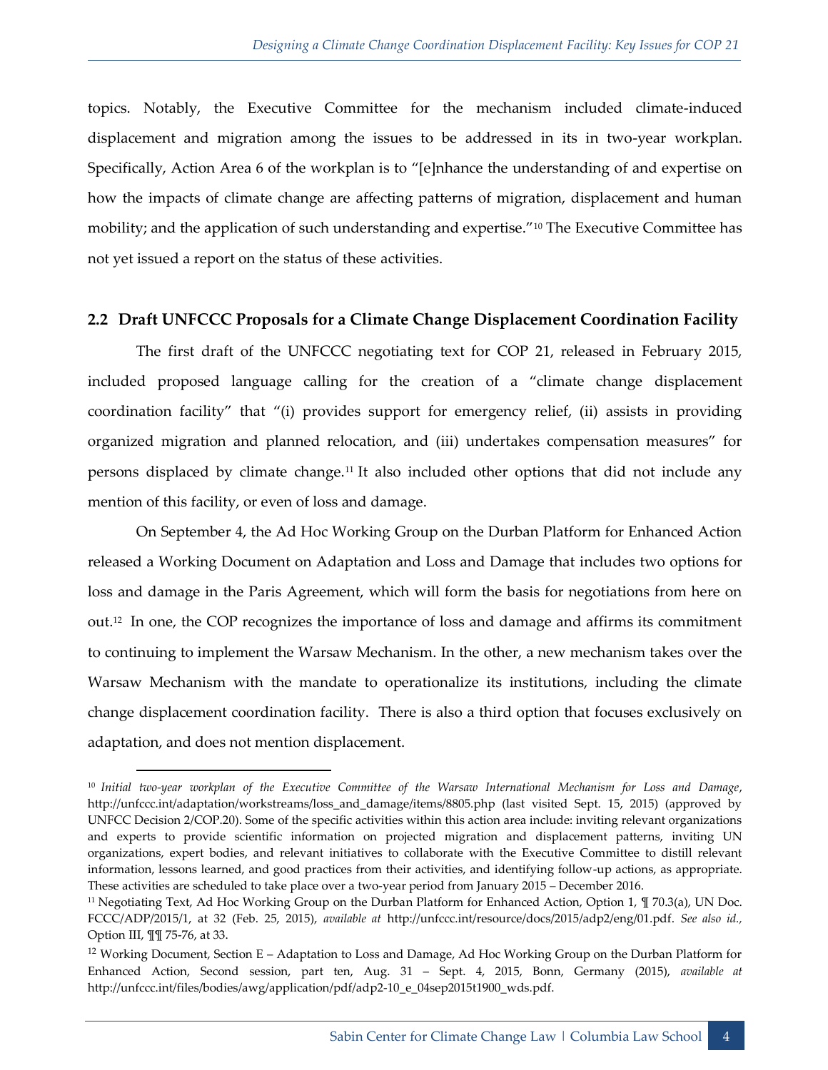topics. Notably, the Executive Committee for the mechanism included climate-induced displacement and migration among the issues to be addressed in its in two-year workplan. Specifically, Action Area 6 of the workplan is to "[e]nhance the understanding of and expertise on how the impacts of climate change are affecting patterns of migration, displacement and human mobility; and the application of such understanding and expertise."[10] The Executive Committee has not yet issued a report on the status of these activities.

## 2.2 Draft UNFCCC Proposals for a Climate Change Displacement Coordination Facility

The first draft of the UNFCCC negotiating text for COP 21, released in February 2015, included proposed language calling for the creation of a "climate change displacement coordination facility" that "(i) provides support for emergency relief, (ii) assists in providing organized migration and planned relocation, and (iii) undertakes compensation measures" for persons displaced by climate change.[11] It also included other options that did not include any mention of this facility, or even of loss and damage.

On September 4, the Ad Hoc Working Group on the Durban Platform for Enhanced Action released a Working Document on Adaptation and Loss and Damage that includes two options for loss and damage in the Paris Agreement, which will form the basis for negotiations from here on out.[12] In one, the COP recognizes the importance of loss and damage and affirms its commitment to continuing to implement the Warsaw Mechanism. In the other, a new mechanism takes over the Warsaw Mechanism with the mandate to operationalize its institutions, including the climate change displacement coordination facility. There is also a third option that focuses exclusively on adaptation, and does not mention displacement.

---

[10] *Initial two-year workplan of the Executive Committee of the Warsaw International Mechanism for Loss and Damage*, http://unfccc.int/adaptation/workstreams/loss_and_damage/items/8805.php (last visited Sept. 15, 2015) (approved by UNFCC Decision 2/COP.20). Some of the specific activities within this action area include: inviting relevant organizations and experts to provide scientific information on projected migration and displacement patterns, inviting UN organizations, expert bodies, and relevant initiatives to collaborate with the Executive Committee to distill relevant information, lessons learned, and good practices from their activities, and identifying follow-up actions, as appropriate. These activities are scheduled to take place over a two-year period from January 2015 – December 2016.

[11] Negotiating Text, Ad Hoc Working Group on the Durban Platform for Enhanced Action, Option 1, ¶ 70.3(a), UN Doc. FCCC/ADP/2015/1, at 32 (Feb. 25, 2015), *available at* http://unfccc.int/resource/docs/2015/adp2/eng/01.pdf. *See also id.*, Option III, ¶¶ 75-76, at 33.

[12] Working Document, Section E – Adaptation to Loss and Damage, Ad Hoc Working Group on the Durban Platform for Enhanced Action, Second session, part ten, Aug. 31 – Sept. 4, 2015, Bonn, Germany (2015), *available at* http://unfccc.int/files/bodies/awg/application/pdf/adp2-10_e_04sep2015t1900_wds.pdf.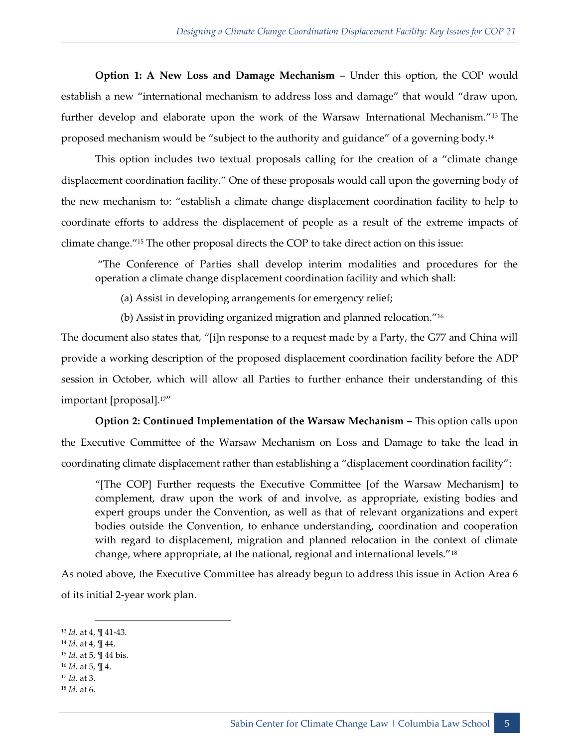**Option 1: A New Loss and Damage Mechanism –** Under this option, the COP would establish a new "international mechanism to address loss and damage" that would "draw upon, further develop and elaborate upon the work of the Warsaw International Mechanism."[13] The proposed mechanism would be "subject to the authority and guidance" of a governing body.[14]

This option includes two textual proposals calling for the creation of a "climate change displacement coordination facility." One of these proposals would call upon the governing body of the new mechanism to: "establish a climate change displacement coordination facility to help to coordinate efforts to address the displacement of people as a result of the extreme impacts of climate change."[15] The other proposal directs the COP to take direct action on this issue:

> "The Conference of Parties shall develop interim modalities and procedures for the operation a climate change displacement coordination facility and which shall:
>
> (a) Assist in developing arrangements for emergency relief;
>
> (b) Assist in providing organized migration and planned relocation."[16]

The document also states that, "[i]n response to a request made by a Party, the G77 and China will provide a working description of the proposed displacement coordination facility before the ADP session in October, which will allow all Parties to further enhance their understanding of this important [proposal].[17]"

**Option 2: Continued Implementation of the Warsaw Mechanism –** This option calls upon the Executive Committee of the Warsaw Mechanism on Loss and Damage to take the lead in coordinating climate displacement rather than establishing a "displacement coordination facility":

> "[The COP] Further requests the Executive Committee [of the Warsaw Mechanism] to complement, draw upon the work of and involve, as appropriate, existing bodies and expert groups under the Convention, as well as that of relevant organizations and expert bodies outside the Convention, to enhance understanding, coordination and cooperation with regard to displacement, migration and planned relocation in the context of climate change, where appropriate, at the national, regional and international levels."[18]

As noted above, the Executive Committee has already begun to address this issue in Action Area 6 of its initial 2-year work plan.

---

[13] *Id.* at 4, ¶ 41-43.

[14] *Id.* at 4, ¶ 44.

[15] *Id.* at 5, ¶ 44 bis.

[16] *Id.* at 5, ¶ 4.

[17] *Id.* at 3.

[18] *Id.* at 6.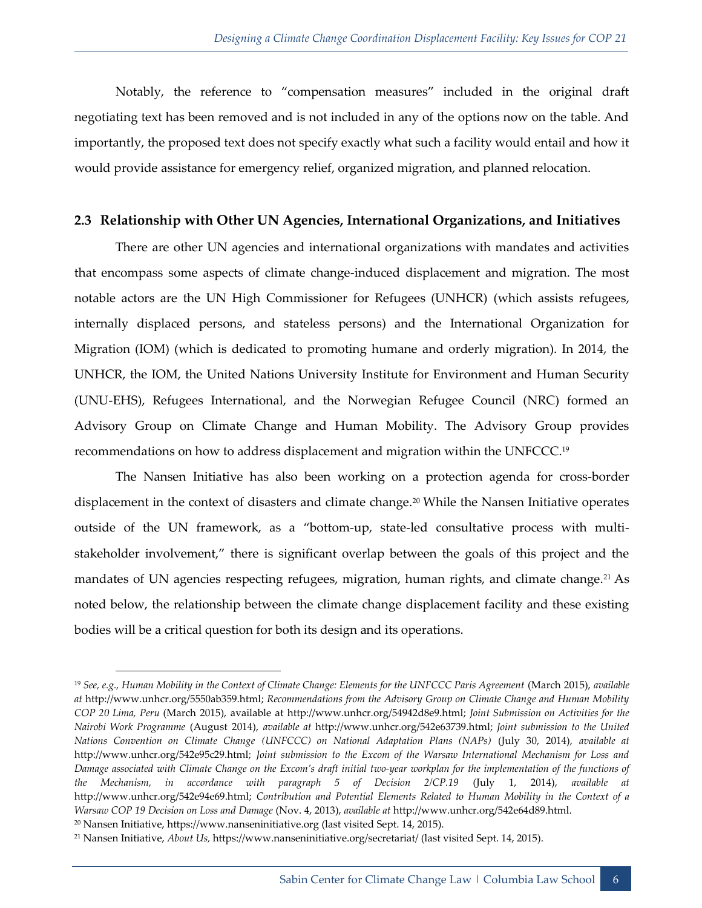Notably, the reference to "compensation measures" included in the original draft negotiating text has been removed and is not included in any of the options now on the table. And importantly, the proposed text does not specify exactly what such a facility would entail and how it would provide assistance for emergency relief, organized migration, and planned relocation.

### 2.3 Relationship with Other UN Agencies, International Organizations, and Initiatives

There are other UN agencies and international organizations with mandates and activities that encompass some aspects of climate change-induced displacement and migration. The most notable actors are the UN High Commissioner for Refugees (UNHCR) (which assists refugees, internally displaced persons, and stateless persons) and the International Organization for Migration (IOM) (which is dedicated to promoting humane and orderly migration). In 2014, the UNHCR, the IOM, the United Nations University Institute for Environment and Human Security (UNU-EHS), Refugees International, and the Norwegian Refugee Council (NRC) formed an Advisory Group on Climate Change and Human Mobility. The Advisory Group provides recommendations on how to address displacement and migration within the UNFCCC.[19]

The Nansen Initiative has also been working on a protection agenda for cross-border displacement in the context of disasters and climate change.[20] While the Nansen Initiative operates outside of the UN framework, as a "bottom-up, state-led consultative process with multi-stakeholder involvement," there is significant overlap between the goals of this project and the mandates of UN agencies respecting refugees, migration, human rights, and climate change.[21] As noted below, the relationship between the climate change displacement facility and these existing bodies will be a critical question for both its design and its operations.

---

[19] *See, e.g., Human Mobility in the Context of Climate Change: Elements for the UNFCCC Paris Agreement* (March 2015), *available at* http://www.unhcr.org/5550ab359.html; *Recommendations from the Advisory Group on Climate Change and Human Mobility COP 20 Lima, Peru* (March 2015), available at http://www.unhcr.org/54942d8e9.html; *Joint Submission on Activities for the Nairobi Work Programme* (August 2014), *available at* http://www.unhcr.org/542e63739.html; *Joint submission to the United Nations Convention on Climate Change (UNFCCC) on National Adaptation Plans (NAPs)* (July 30, 2014), *available at* http://www.unhcr.org/542e95c29.html; *Joint submission to the Excom of the Warsaw International Mechanism for Loss and Damage associated with Climate Change on the Excom's draft initial two-year workplan for the implementation of the functions of the Mechanism, in accordance with paragraph 5 of Decision 2/CP.19* (July 1, 2014), *available at* http://www.unhcr.org/542e94e69.html; *Contribution and Potential Elements Related to Human Mobility in the Context of a Warsaw COP 19 Decision on Loss and Damage* (Nov. 4, 2013), *available at* http://www.unhcr.org/542e64d89.html.

[20] Nansen Initiative, https://www.nanseninitiative.org (last visited Sept. 14, 2015).

[21] Nansen Initiative, *About Us,* https://www.nanseninitiative.org/secretariat/ (last visited Sept. 14, 2015).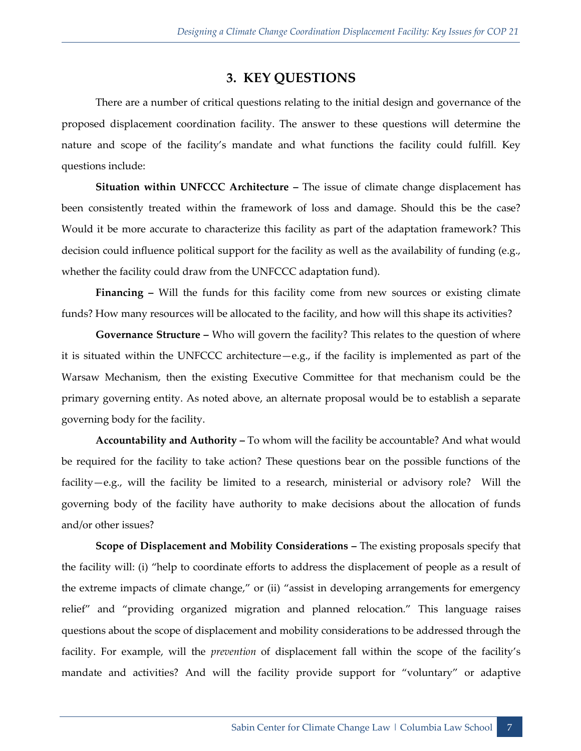## 3. KEY QUESTIONS

There are a number of critical questions relating to the initial design and governance of the proposed displacement coordination facility. The answer to these questions will determine the nature and scope of the facility's mandate and what functions the facility could fulfill. Key questions include:

**Situation within UNFCCC Architecture –** The issue of climate change displacement has been consistently treated within the framework of loss and damage. Should this be the case? Would it be more accurate to characterize this facility as part of the adaptation framework? This decision could influence political support for the facility as well as the availability of funding (e.g., whether the facility could draw from the UNFCCC adaptation fund).

**Financing –** Will the funds for this facility come from new sources or existing climate funds? How many resources will be allocated to the facility, and how will this shape its activities?

**Governance Structure –** Who will govern the facility? This relates to the question of where it is situated within the UNFCCC architecture—e.g., if the facility is implemented as part of the Warsaw Mechanism, then the existing Executive Committee for that mechanism could be the primary governing entity. As noted above, an alternate proposal would be to establish a separate governing body for the facility.

**Accountability and Authority –** To whom will the facility be accountable? And what would be required for the facility to take action? These questions bear on the possible functions of the facility—e.g., will the facility be limited to a research, ministerial or advisory role? Will the governing body of the facility have authority to make decisions about the allocation of funds and/or other issues?

**Scope of Displacement and Mobility Considerations –** The existing proposals specify that the facility will: (i) "help to coordinate efforts to address the displacement of people as a result of the extreme impacts of climate change," or (ii) "assist in developing arrangements for emergency relief" and "providing organized migration and planned relocation." This language raises questions about the scope of displacement and mobility considerations to be addressed through the facility. For example, will the *prevention* of displacement fall within the scope of the facility's mandate and activities? And will the facility provide support for "voluntary" or adaptive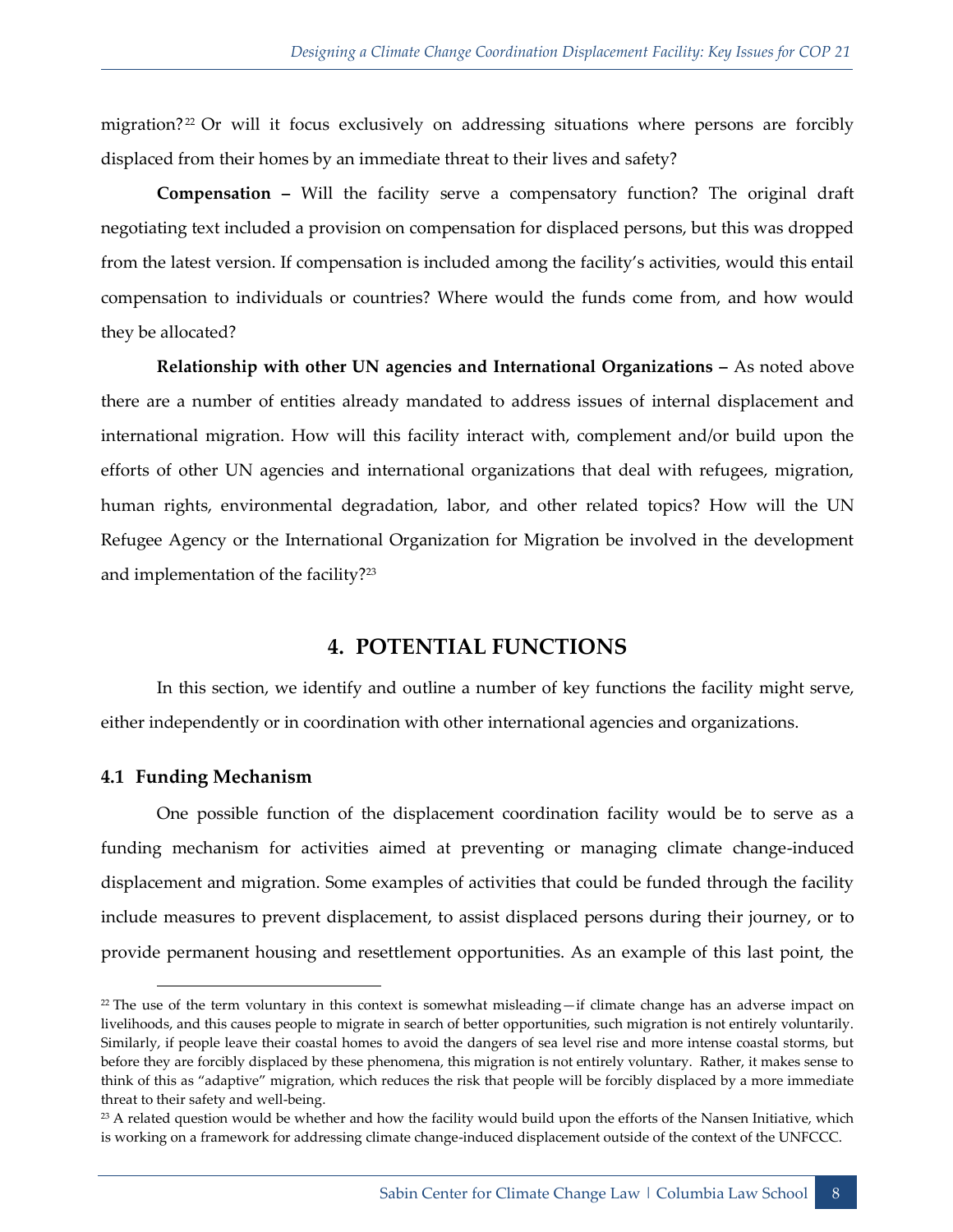migration?[22] Or will it focus exclusively on addressing situations where persons are forcibly displaced from their homes by an immediate threat to their lives and safety?

**Compensation –** Will the facility serve a compensatory function? The original draft negotiating text included a provision on compensation for displaced persons, but this was dropped from the latest version. If compensation is included among the facility's activities, would this entail compensation to individuals or countries? Where would the funds come from, and how would they be allocated?

**Relationship with other UN agencies and International Organizations –** As noted above there are a number of entities already mandated to address issues of internal displacement and international migration. How will this facility interact with, complement and/or build upon the efforts of other UN agencies and international organizations that deal with refugees, migration, human rights, environmental degradation, labor, and other related topics? How will the UN Refugee Agency or the International Organization for Migration be involved in the development and implementation of the facility?[23]

## 4. POTENTIAL FUNCTIONS

In this section, we identify and outline a number of key functions the facility might serve, either independently or in coordination with other international agencies and organizations.

### 4.1 Funding Mechanism

One possible function of the displacement coordination facility would be to serve as a funding mechanism for activities aimed at preventing or managing climate change-induced displacement and migration. Some examples of activities that could be funded through the facility include measures to prevent displacement, to assist displaced persons during their journey, or to provide permanent housing and resettlement opportunities. As an example of this last point, the

---

[22] The use of the term voluntary in this context is somewhat misleading—if climate change has an adverse impact on livelihoods, and this causes people to migrate in search of better opportunities, such migration is not entirely voluntarily. Similarly, if people leave their coastal homes to avoid the dangers of sea level rise and more intense coastal storms, but before they are forcibly displaced by these phenomena, this migration is not entirely voluntary. Rather, it makes sense to think of this as "adaptive" migration, which reduces the risk that people will be forcibly displaced by a more immediate threat to their safety and well-being.

[23] A related question would be whether and how the facility would build upon the efforts of the Nansen Initiative, which is working on a framework for addressing climate change-induced displacement outside of the context of the UNFCCC.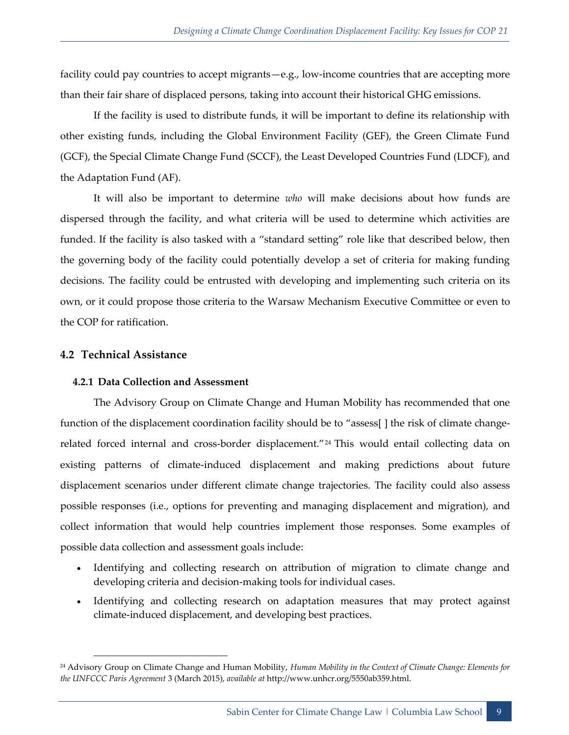facility could pay countries to accept migrants—e.g., low-income countries that are accepting more than their fair share of displaced persons, taking into account their historical GHG emissions.

If the facility is used to distribute funds, it will be important to define its relationship with other existing funds, including the Global Environment Facility (GEF), the Green Climate Fund (GCF), the Special Climate Change Fund (SCCF), the Least Developed Countries Fund (LDCF), and the Adaptation Fund (AF).

It will also be important to determine *who* will make decisions about how funds are dispersed through the facility, and what criteria will be used to determine which activities are funded. If the facility is also tasked with a "standard setting" role like that described below, then the governing body of the facility could potentially develop a set of criteria for making funding decisions. The facility could be entrusted with developing and implementing such criteria on its own, or it could propose those criteria to the Warsaw Mechanism Executive Committee or even to the COP for ratification.

## 4.2 Technical Assistance

### 4.2.1 Data Collection and Assessment

The Advisory Group on Climate Change and Human Mobility has recommended that one function of the displacement coordination facility should be to "assess[ ] the risk of climate change-related forced internal and cross-border displacement."[24] This would entail collecting data on existing patterns of climate-induced displacement and making predictions about future displacement scenarios under different climate change trajectories. The facility could also assess possible responses (i.e., options for preventing and managing displacement and migration), and collect information that would help countries implement those responses. Some examples of possible data collection and assessment goals include:

- Identifying and collecting research on attribution of migration to climate change and developing criteria and decision-making tools for individual cases.
- Identifying and collecting research on adaptation measures that may protect against climate-induced displacement, and developing best practices.

---

[24] Advisory Group on Climate Change and Human Mobility, *Human Mobility in the Context of Climate Change: Elements for the UNFCCC Paris Agreement* 3 (March 2015), *available at* http://www.unhcr.org/5550ab359.html.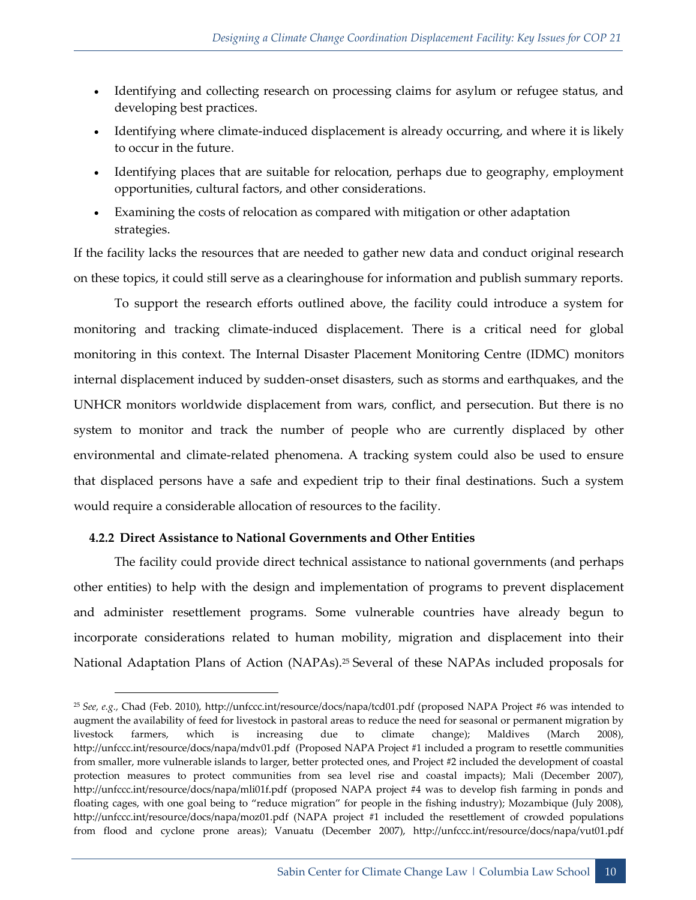- Identifying and collecting research on processing claims for asylum or refugee status, and developing best practices.
- Identifying where climate-induced displacement is already occurring, and where it is likely to occur in the future.
- Identifying places that are suitable for relocation, perhaps due to geography, employment opportunities, cultural factors, and other considerations.
- Examining the costs of relocation as compared with mitigation or other adaptation strategies.

If the facility lacks the resources that are needed to gather new data and conduct original research on these topics, it could still serve as a clearinghouse for information and publish summary reports.

To support the research efforts outlined above, the facility could introduce a system for monitoring and tracking climate-induced displacement. There is a critical need for global monitoring in this context. The Internal Disaster Placement Monitoring Centre (IDMC) monitors internal displacement induced by sudden-onset disasters, such as storms and earthquakes, and the UNHCR monitors worldwide displacement from wars, conflict, and persecution. But there is no system to monitor and track the number of people who are currently displaced by other environmental and climate-related phenomena. A tracking system could also be used to ensure that displaced persons have a safe and expedient trip to their final destinations. Such a system would require a considerable allocation of resources to the facility.

#### 4.2.2 Direct Assistance to National Governments and Other Entities

The facility could provide direct technical assistance to national governments (and perhaps other entities) to help with the design and implementation of programs to prevent displacement and administer resettlement programs. Some vulnerable countries have already begun to incorporate considerations related to human mobility, migration and displacement into their National Adaptation Plans of Action (NAPAs).[25] Several of these NAPAs included proposals for

---

[25] *See, e.g.*, Chad (Feb. 2010), http://unfccc.int/resource/docs/napa/tcd01.pdf (proposed NAPA Project #6 was intended to augment the availability of feed for livestock in pastoral areas to reduce the need for seasonal or permanent migration by livestock farmers, which is increasing due to climate change); Maldives (March 2008), http://unfccc.int/resource/docs/napa/mdv01.pdf (Proposed NAPA Project #1 included a program to resettle communities from smaller, more vulnerable islands to larger, better protected ones, and Project #2 included the development of coastal protection measures to protect communities from sea level rise and coastal impacts); Mali (December 2007), http://unfccc.int/resource/docs/napa/mli01f.pdf (proposed NAPA project #4 was to develop fish farming in ponds and floating cages, with one goal being to "reduce migration" for people in the fishing industry); Mozambique (July 2008), http://unfccc.int/resource/docs/napa/moz01.pdf (NAPA project #1 included the resettlement of crowded populations from flood and cyclone prone areas); Vanuatu (December 2007), http://unfccc.int/resource/docs/napa/vut01.pdf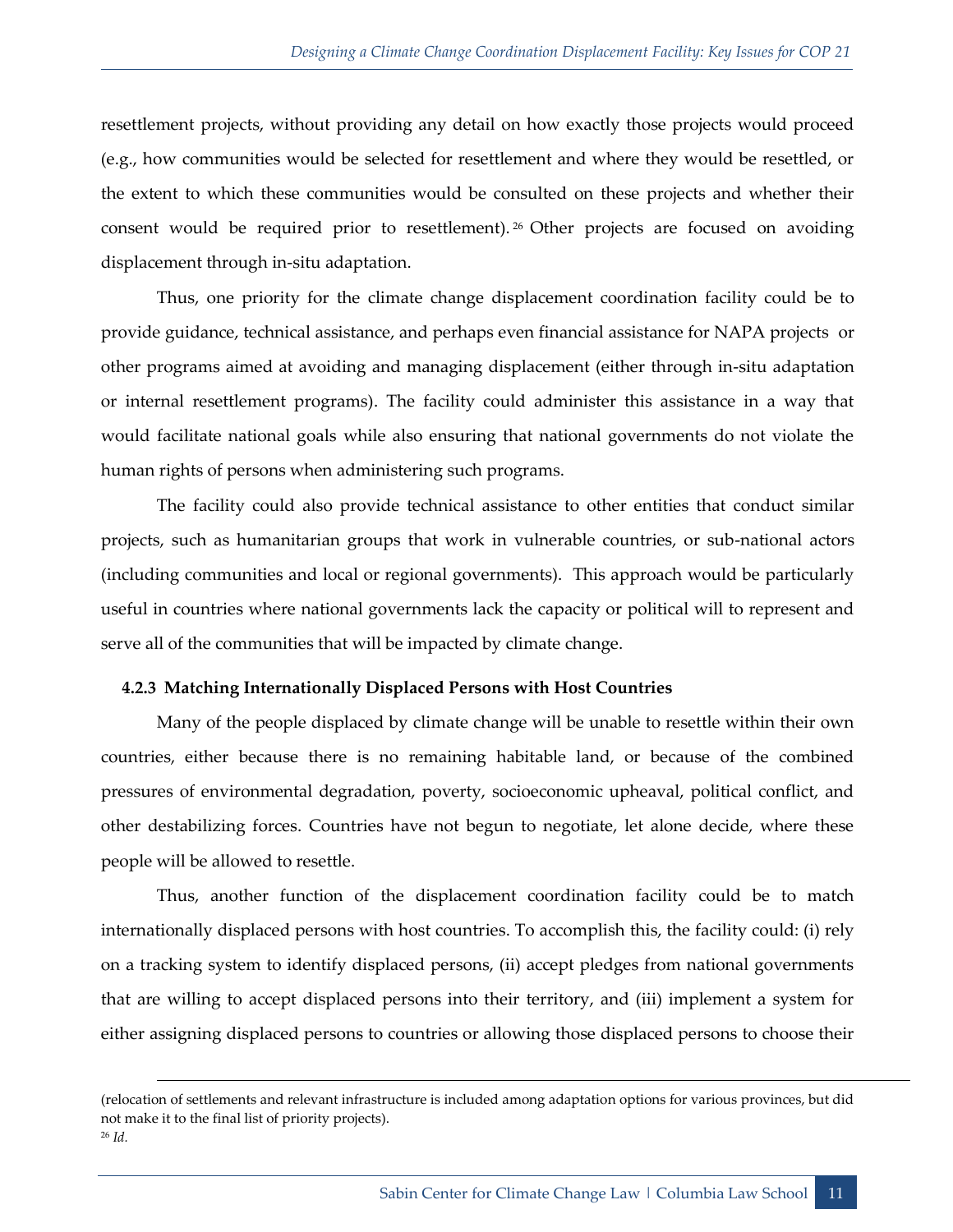resettlement projects, without providing any detail on how exactly those projects would proceed (e.g., how communities would be selected for resettlement and where they would be resettled, or the extent to which these communities would be consulted on these projects and whether their consent would be required prior to resettlement).[26] Other projects are focused on avoiding displacement through in-situ adaptation.

Thus, one priority for the climate change displacement coordination facility could be to provide guidance, technical assistance, and perhaps even financial assistance for NAPA projects or other programs aimed at avoiding and managing displacement (either through in-situ adaptation or internal resettlement programs). The facility could administer this assistance in a way that would facilitate national goals while also ensuring that national governments do not violate the human rights of persons when administering such programs.

The facility could also provide technical assistance to other entities that conduct similar projects, such as humanitarian groups that work in vulnerable countries, or sub-national actors (including communities and local or regional governments). This approach would be particularly useful in countries where national governments lack the capacity or political will to represent and serve all of the communities that will be impacted by climate change.

#### 4.2.3 Matching Internationally Displaced Persons with Host Countries

Many of the people displaced by climate change will be unable to resettle within their own countries, either because there is no remaining habitable land, or because of the combined pressures of environmental degradation, poverty, socioeconomic upheaval, political conflict, and other destabilizing forces. Countries have not begun to negotiate, let alone decide, where these people will be allowed to resettle.

Thus, another function of the displacement coordination facility could be to match internationally displaced persons with host countries. To accomplish this, the facility could: (i) rely on a tracking system to identify displaced persons, (ii) accept pledges from national governments that are willing to accept displaced persons into their territory, and (iii) implement a system for either assigning displaced persons to countries or allowing those displaced persons to choose their

---

(relocation of settlements and relevant infrastructure is included among adaptation options for various provinces, but did not make it to the final list of priority projects).

[26] *Id.*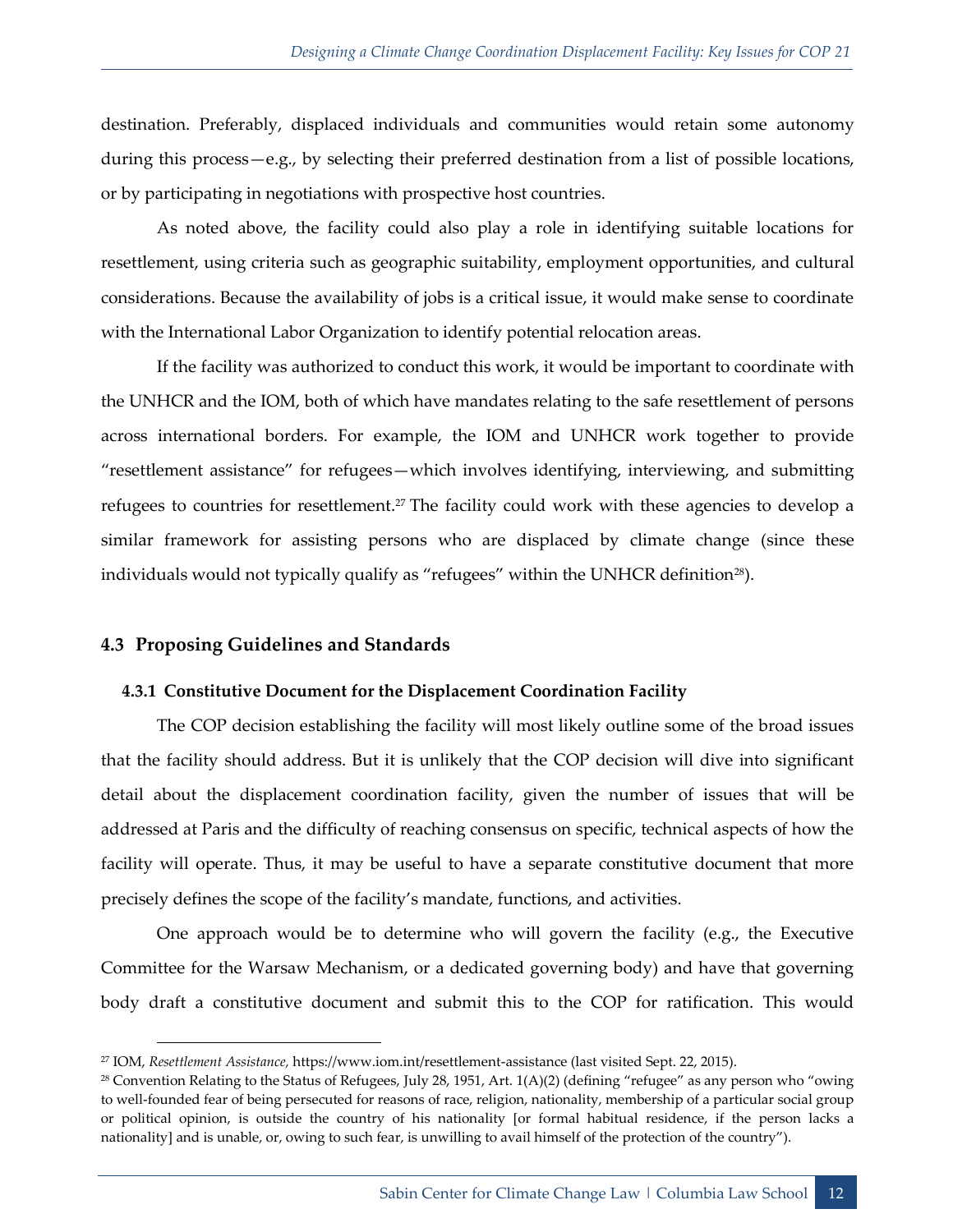destination. Preferably, displaced individuals and communities would retain some autonomy during this process—e.g., by selecting their preferred destination from a list of possible locations, or by participating in negotiations with prospective host countries.

As noted above, the facility could also play a role in identifying suitable locations for resettlement, using criteria such as geographic suitability, employment opportunities, and cultural considerations. Because the availability of jobs is a critical issue, it would make sense to coordinate with the International Labor Organization to identify potential relocation areas.

If the facility was authorized to conduct this work, it would be important to coordinate with the UNHCR and the IOM, both of which have mandates relating to the safe resettlement of persons across international borders. For example, the IOM and UNHCR work together to provide "resettlement assistance" for refugees—which involves identifying, interviewing, and submitting refugees to countries for resettlement.[27] The facility could work with these agencies to develop a similar framework for assisting persons who are displaced by climate change (since these individuals would not typically qualify as "refugees" within the UNHCR definition[28]).

### 4.3 Proposing Guidelines and Standards

#### 4.3.1 Constitutive Document for the Displacement Coordination Facility

The COP decision establishing the facility will most likely outline some of the broad issues that the facility should address. But it is unlikely that the COP decision will dive into significant detail about the displacement coordination facility, given the number of issues that will be addressed at Paris and the difficulty of reaching consensus on specific, technical aspects of how the facility will operate. Thus, it may be useful to have a separate constitutive document that more precisely defines the scope of the facility's mandate, functions, and activities.

One approach would be to determine who will govern the facility (e.g., the Executive Committee for the Warsaw Mechanism, or a dedicated governing body) and have that governing body draft a constitutive document and submit this to the COP for ratification. This would

---

[27] IOM, *Resettlement Assistance,* https://www.iom.int/resettlement-assistance (last visited Sept. 22, 2015).

[28] Convention Relating to the Status of Refugees, July 28, 1951, Art. 1(A)(2) (defining "refugee" as any person who "owing to well-founded fear of being persecuted for reasons of race, religion, nationality, membership of a particular social group or political opinion, is outside the country of his nationality [or formal habitual residence, if the person lacks a nationality] and is unable, or, owing to such fear, is unwilling to avail himself of the protection of the country").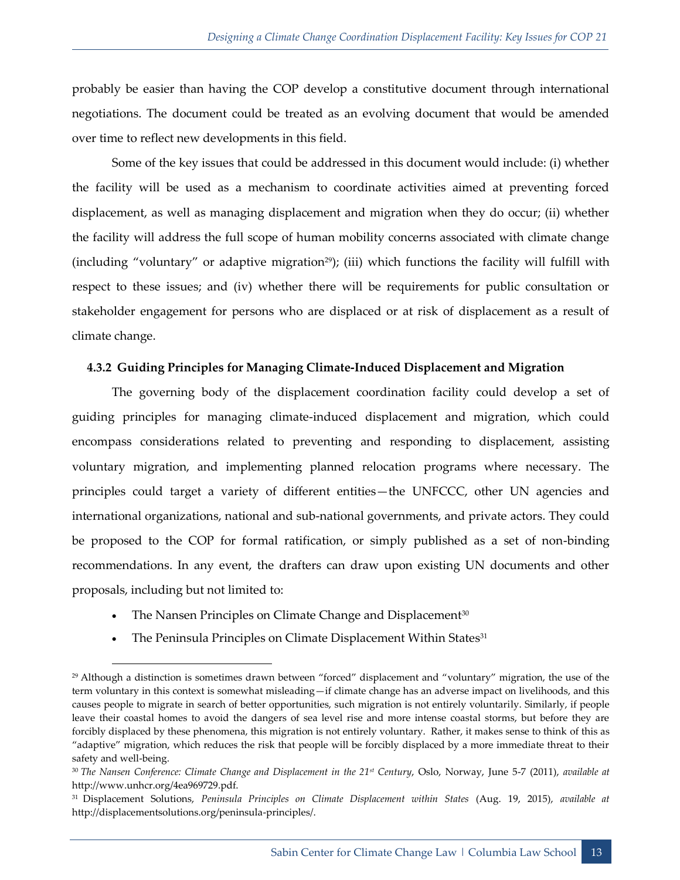probably be easier than having the COP develop a constitutive document through international negotiations. The document could be treated as an evolving document that would be amended over time to reflect new developments in this field.

Some of the key issues that could be addressed in this document would include: (i) whether the facility will be used as a mechanism to coordinate activities aimed at preventing forced displacement, as well as managing displacement and migration when they do occur; (ii) whether the facility will address the full scope of human mobility concerns associated with climate change (including "voluntary" or adaptive migration[29]); (iii) which functions the facility will fulfill with respect to these issues; and (iv) whether there will be requirements for public consultation or stakeholder engagement for persons who are displaced or at risk of displacement as a result of climate change.

### 4.3.2 Guiding Principles for Managing Climate-Induced Displacement and Migration

The governing body of the displacement coordination facility could develop a set of guiding principles for managing climate-induced displacement and migration, which could encompass considerations related to preventing and responding to displacement, assisting voluntary migration, and implementing planned relocation programs where necessary. The principles could target a variety of different entities—the UNFCCC, other UN agencies and international organizations, national and sub-national governments, and private actors. They could be proposed to the COP for formal ratification, or simply published as a set of non-binding recommendations. In any event, the drafters can draw upon existing UN documents and other proposals, including but not limited to:

- The Nansen Principles on Climate Change and Displacement[30]
- The Peninsula Principles on Climate Displacement Within States[31]

---

[29] Although a distinction is sometimes drawn between "forced" displacement and "voluntary" migration, the use of the term voluntary in this context is somewhat misleading—if climate change has an adverse impact on livelihoods, and this causes people to migrate in search of better opportunities, such migration is not entirely voluntarily. Similarly, if people leave their coastal homes to avoid the dangers of sea level rise and more intense coastal storms, but before they are forcibly displaced by these phenomena, this migration is not entirely voluntary. Rather, it makes sense to think of this as "adaptive" migration, which reduces the risk that people will be forcibly displaced by a more immediate threat to their safety and well-being.

[30] *The Nansen Conference: Climate Change and Displacement in the 21st Century*, Oslo, Norway, June 5-7 (2011), *available at* http://www.unhcr.org/4ea969729.pdf.

[31] Displacement Solutions, *Peninsula Principles on Climate Displacement within States* (Aug. 19, 2015), *available at* http://displacementsolutions.org/peninsula-principles/.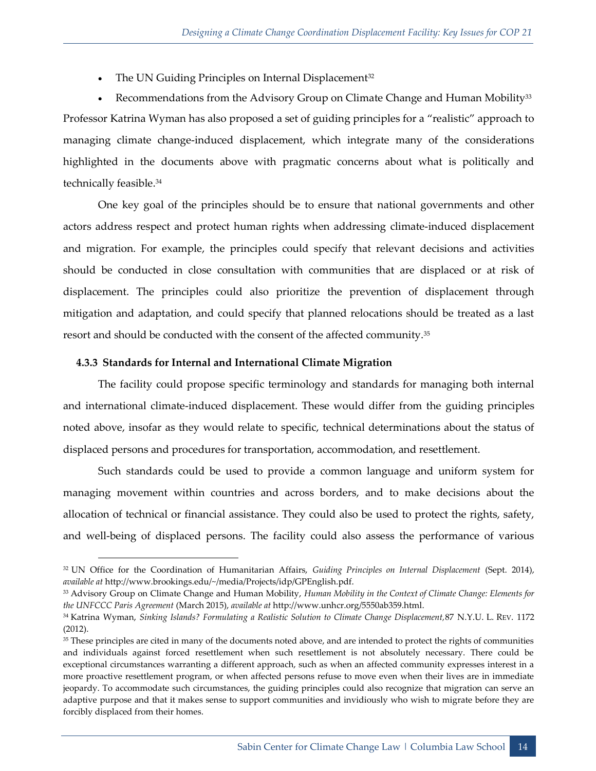- The UN Guiding Principles on Internal Displacement[32]
- Recommendations from the Advisory Group on Climate Change and Human Mobility[33]

Professor Katrina Wyman has also proposed a set of guiding principles for a "realistic" approach to managing climate change-induced displacement, which integrate many of the considerations highlighted in the documents above with pragmatic concerns about what is politically and technically feasible.[34]

One key goal of the principles should be to ensure that national governments and other actors address respect and protect human rights when addressing climate-induced displacement and migration. For example, the principles could specify that relevant decisions and activities should be conducted in close consultation with communities that are displaced or at risk of displacement. The principles could also prioritize the prevention of displacement through mitigation and adaptation, and could specify that planned relocations should be treated as a last resort and should be conducted with the consent of the affected community.[35]

#### 4.3.3 Standards for Internal and International Climate Migration

The facility could propose specific terminology and standards for managing both internal and international climate-induced displacement. These would differ from the guiding principles noted above, insofar as they would relate to specific, technical determinations about the status of displaced persons and procedures for transportation, accommodation, and resettlement.

Such standards could be used to provide a common language and uniform system for managing movement within countries and across borders, and to make decisions about the allocation of technical or financial assistance. They could also be used to protect the rights, safety, and well-being of displaced persons. The facility could also assess the performance of various

---

[32] UN Office for the Coordination of Humanitarian Affairs, *Guiding Principles on Internal Displacement* (Sept. 2014), *available at* http://www.brookings.edu/~/media/Projects/idp/GPEnglish.pdf.

[33] Advisory Group on Climate Change and Human Mobility, *Human Mobility in the Context of Climate Change: Elements for the UNFCCC Paris Agreement* (March 2015), *available at* http://www.unhcr.org/5550ab359.html.

[34] Katrina Wyman, *Sinking Islands? Formulating a Realistic Solution to Climate Change Displacement,* 87 N.Y.U. L. REV. 1172 (2012).

[35] These principles are cited in many of the documents noted above, and are intended to protect the rights of communities and individuals against forced resettlement when such resettlement is not absolutely necessary. There could be exceptional circumstances warranting a different approach, such as when an affected community expresses interest in a more proactive resettlement program, or when affected persons refuse to move even when their lives are in immediate jeopardy. To accommodate such circumstances, the guiding principles could also recognize that migration can serve an adaptive purpose and that it makes sense to support communities and invidiously who wish to migrate before they are forcibly displaced from their homes.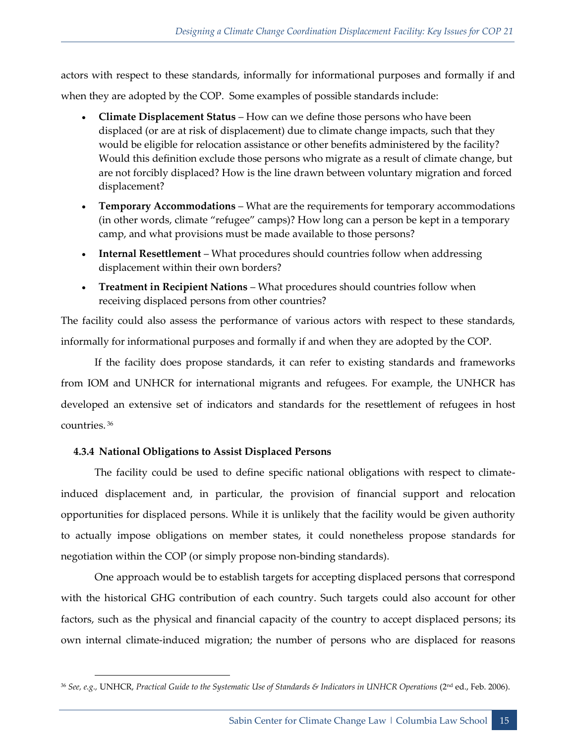actors with respect to these standards, informally for informational purposes and formally if and when they are adopted by the COP. Some examples of possible standards include:

- **Climate Displacement Status** – How can we define those persons who have been displaced (or are at risk of displacement) due to climate change impacts, such that they would be eligible for relocation assistance or other benefits administered by the facility? Would this definition exclude those persons who migrate as a result of climate change, but are not forcibly displaced? How is the line drawn between voluntary migration and forced displacement?
- **Temporary Accommodations** – What are the requirements for temporary accommodations (in other words, climate "refugee" camps)? How long can a person be kept in a temporary camp, and what provisions must be made available to those persons?
- **Internal Resettlement** – What procedures should countries follow when addressing displacement within their own borders?
- **Treatment in Recipient Nations** – What procedures should countries follow when receiving displaced persons from other countries?

The facility could also assess the performance of various actors with respect to these standards, informally for informational purposes and formally if and when they are adopted by the COP.

If the facility does propose standards, it can refer to existing standards and frameworks from IOM and UNHCR for international migrants and refugees. For example, the UNHCR has developed an extensive set of indicators and standards for the resettlement of refugees in host countries.[36]

#### 4.3.4 National Obligations to Assist Displaced Persons

The facility could be used to define specific national obligations with respect to climate-induced displacement and, in particular, the provision of financial support and relocation opportunities for displaced persons. While it is unlikely that the facility would be given authority to actually impose obligations on member states, it could nonetheless propose standards for negotiation within the COP (or simply propose non-binding standards).

One approach would be to establish targets for accepting displaced persons that correspond with the historical GHG contribution of each country. Such targets could also account for other factors, such as the physical and financial capacity of the country to accept displaced persons; its own internal climate-induced migration; the number of persons who are displaced for reasons

---

[36] *See, e.g.*, UNHCR, *Practical Guide to the Systematic Use of Standards & Indicators in UNHCR Operations* (2nd ed., Feb. 2006).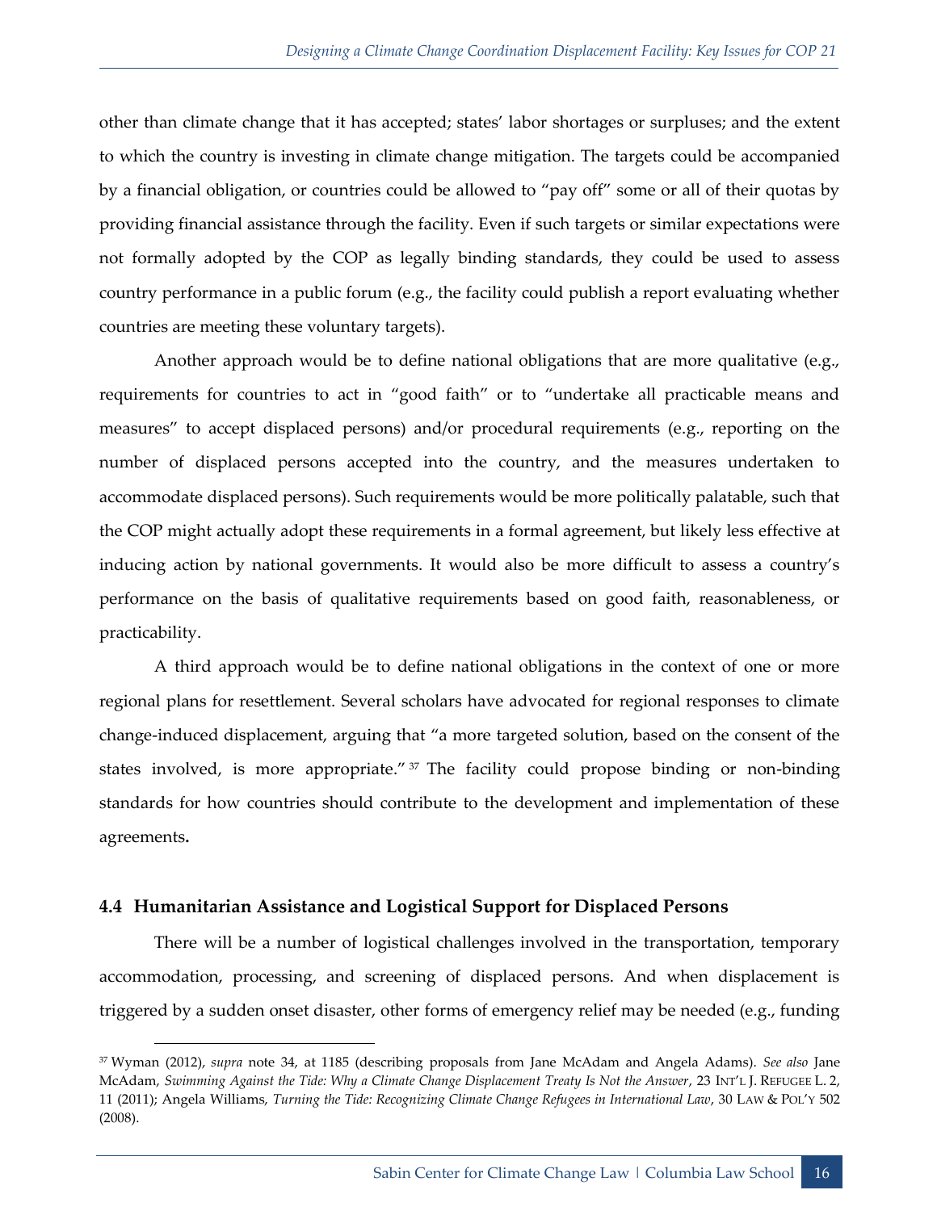other than climate change that it has accepted; states' labor shortages or surpluses; and the extent to which the country is investing in climate change mitigation. The targets could be accompanied by a financial obligation, or countries could be allowed to "pay off" some or all of their quotas by providing financial assistance through the facility. Even if such targets or similar expectations were not formally adopted by the COP as legally binding standards, they could be used to assess country performance in a public forum (e.g., the facility could publish a report evaluating whether countries are meeting these voluntary targets).

Another approach would be to define national obligations that are more qualitative (e.g., requirements for countries to act in "good faith" or to "undertake all practicable means and measures" to accept displaced persons) and/or procedural requirements (e.g., reporting on the number of displaced persons accepted into the country, and the measures undertaken to accommodate displaced persons). Such requirements would be more politically palatable, such that the COP might actually adopt these requirements in a formal agreement, but likely less effective at inducing action by national governments. It would also be more difficult to assess a country's performance on the basis of qualitative requirements based on good faith, reasonableness, or practicability.

A third approach would be to define national obligations in the context of one or more regional plans for resettlement. Several scholars have advocated for regional responses to climate change-induced displacement, arguing that "a more targeted solution, based on the consent of the states involved, is more appropriate."[37] The facility could propose binding or non-binding standards for how countries should contribute to the development and implementation of these agreements**.**

### 4.4 Humanitarian Assistance and Logistical Support for Displaced Persons

There will be a number of logistical challenges involved in the transportation, temporary accommodation, processing, and screening of displaced persons. And when displacement is triggered by a sudden onset disaster, other forms of emergency relief may be needed (e.g., funding

---

[37] Wyman (2012), *supra* note 34, at 1185 (describing proposals from Jane McAdam and Angela Adams). *See also* Jane McAdam, *Swimming Against the Tide: Why a Climate Change Displacement Treaty Is Not the Answer*, 23 INT'L J. REFUGEE L. 2, 11 (2011); Angela Williams, *Turning the Tide: Recognizing Climate Change Refugees in International Law*, 30 LAW & POL'Y 502 (2008).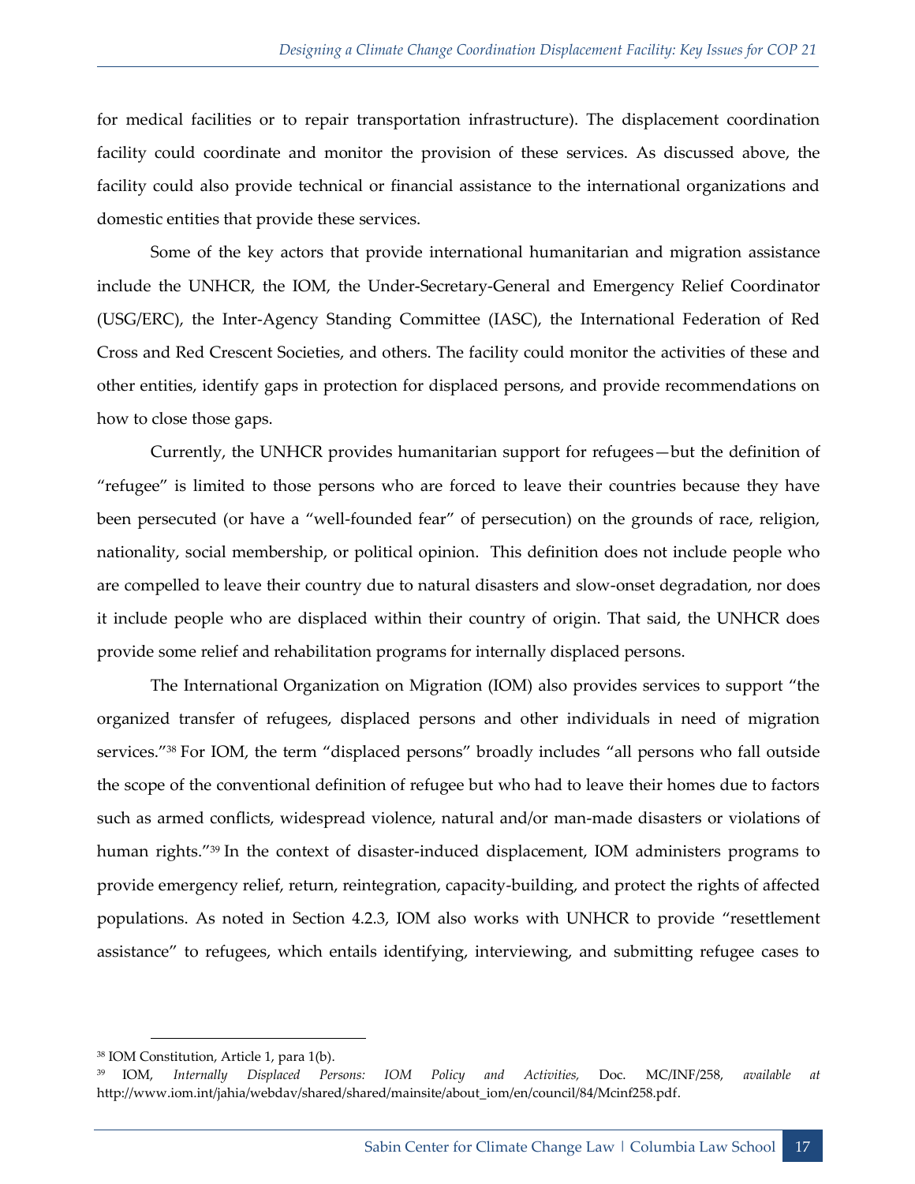for medical facilities or to repair transportation infrastructure). The displacement coordination facility could coordinate and monitor the provision of these services. As discussed above, the facility could also provide technical or financial assistance to the international organizations and domestic entities that provide these services.

Some of the key actors that provide international humanitarian and migration assistance include the UNHCR, the IOM, the Under-Secretary-General and Emergency Relief Coordinator (USG/ERC), the Inter-Agency Standing Committee (IASC), the International Federation of Red Cross and Red Crescent Societies, and others. The facility could monitor the activities of these and other entities, identify gaps in protection for displaced persons, and provide recommendations on how to close those gaps.

Currently, the UNHCR provides humanitarian support for refugees—but the definition of "refugee" is limited to those persons who are forced to leave their countries because they have been persecuted (or have a "well-founded fear" of persecution) on the grounds of race, religion, nationality, social membership, or political opinion. This definition does not include people who are compelled to leave their country due to natural disasters and slow-onset degradation, nor does it include people who are displaced within their country of origin. That said, the UNHCR does provide some relief and rehabilitation programs for internally displaced persons.

The International Organization on Migration (IOM) also provides services to support "the organized transfer of refugees, displaced persons and other individuals in need of migration services."[38] For IOM, the term "displaced persons" broadly includes "all persons who fall outside the scope of the conventional definition of refugee but who had to leave their homes due to factors such as armed conflicts, widespread violence, natural and/or man-made disasters or violations of human rights."[39] In the context of disaster-induced displacement, IOM administers programs to provide emergency relief, return, reintegration, capacity-building, and protect the rights of affected populations. As noted in Section 4.2.3, IOM also works with UNHCR to provide "resettlement assistance" to refugees, which entails identifying, interviewing, and submitting refugee cases to

---

[38] IOM Constitution, Article 1, para 1(b).

[39] IOM, *Internally Displaced Persons: IOM Policy and Activities,* Doc. MC/INF/258, *available at* http://www.iom.int/jahia/webdav/shared/shared/mainsite/about_iom/en/council/84/Mcinf258.pdf.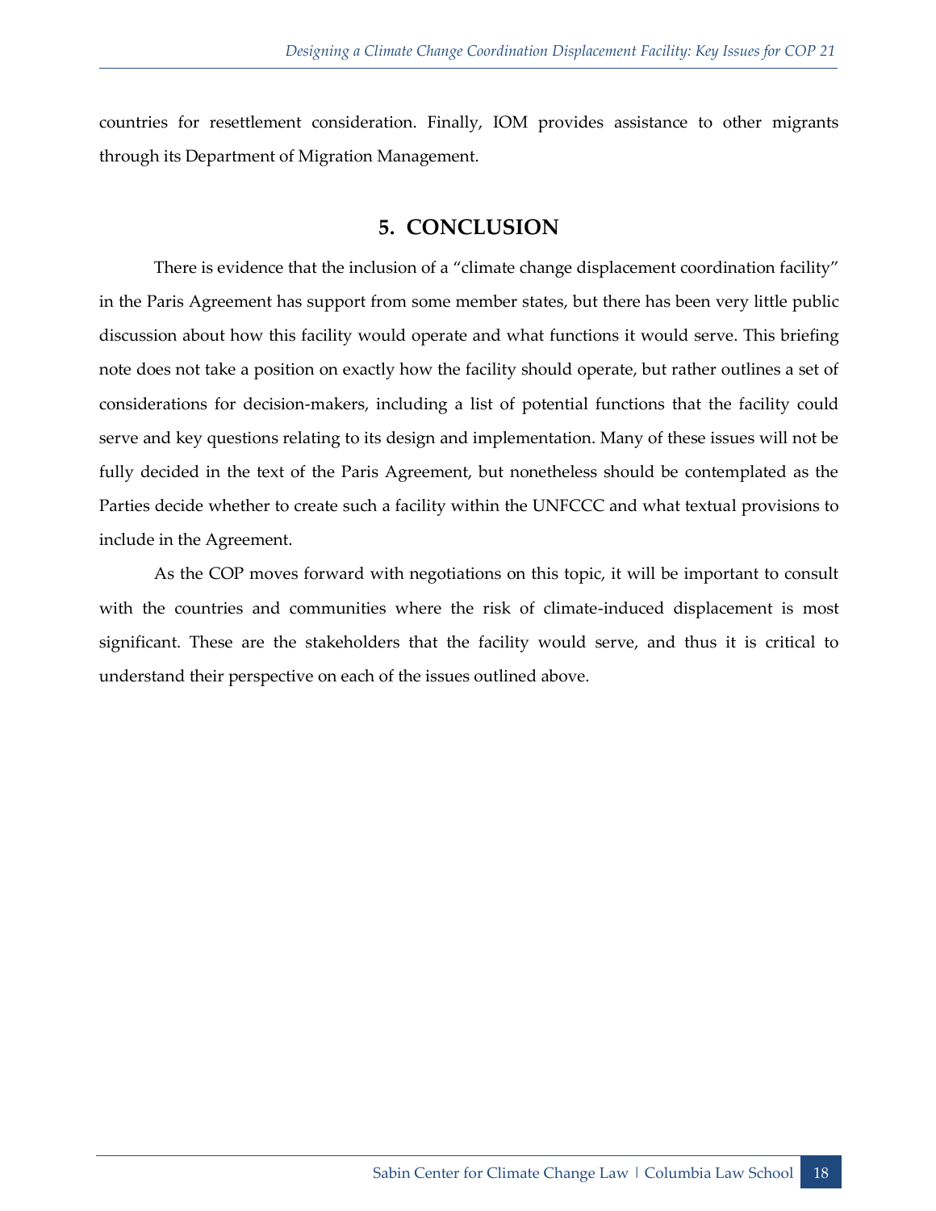countries for resettlement consideration. Finally, IOM provides assistance to other migrants through its Department of Migration Management.

## 5. CONCLUSION

There is evidence that the inclusion of a "climate change displacement coordination facility" in the Paris Agreement has support from some member states, but there has been very little public discussion about how this facility would operate and what functions it would serve. This briefing note does not take a position on exactly how the facility should operate, but rather outlines a set of considerations for decision-makers, including a list of potential functions that the facility could serve and key questions relating to its design and implementation. Many of these issues will not be fully decided in the text of the Paris Agreement, but nonetheless should be contemplated as the Parties decide whether to create such a facility within the UNFCCC and what textual provisions to include in the Agreement.

As the COP moves forward with negotiations on this topic, it will be important to consult with the countries and communities where the risk of climate-induced displacement is most significant. These are the stakeholders that the facility would serve, and thus it is critical to understand their perspective on each of the issues outlined above.